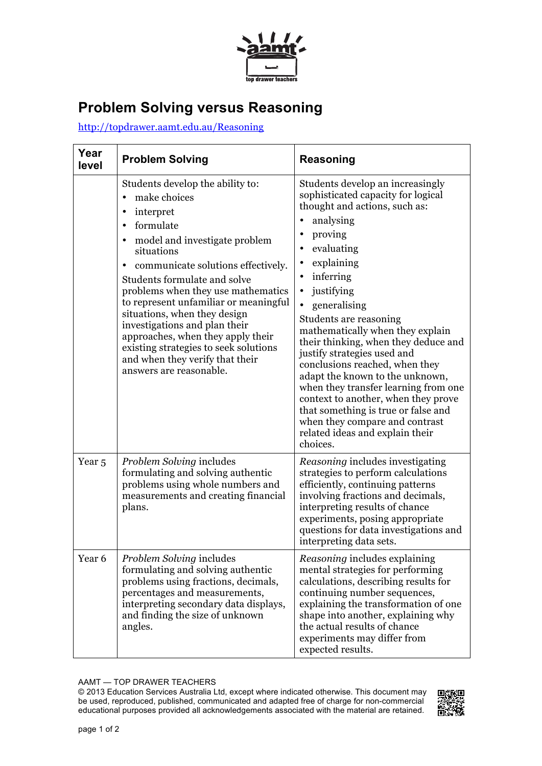# Problem Solving versus Reasoning

[http://topdrawer.aamt.edu.au/Reasoning](http://topdrawer.aamt.edu.au/Reasoning)

| Year level | Problem Solving | Reasoning |
|---|---|---|
| | Students develop the ability to:<br>• make choices<br>• interpret<br>• formulate<br>• model and investigate problem situations<br>• communicate solutions effectively.<br>Students formulate and solve problems when they use mathematics to represent unfamiliar or meaningful situations, when they design investigations and plan their approaches, when they apply their existing strategies to seek solutions and when they verify that their answers are reasonable. | Students develop an increasingly sophisticated capacity for logical thought and actions, such as:<br>• analysing<br>• proving<br>• evaluating<br>• explaining<br>• inferring<br>• justifying<br>• generalising<br>Students are reasoning mathematically when they explain their thinking, when they deduce and justify strategies used and conclusions reached, when they adapt the known to the unknown, when they transfer learning from one context to another, when they prove that something is true or false and when they compare and contrast related ideas and explain their choices. |
| Year 5 | *Problem Solving* includes formulating and solving authentic problems using whole numbers and measurements and creating financial plans. | *Reasoning* includes investigating strategies to perform calculations efficiently, continuing patterns involving fractions and decimals, interpreting results of chance experiments, posing appropriate questions for data investigations and interpreting data sets. |
| Year 6 | *Problem Solving* includes formulating and solving authentic problems using fractions, decimals, percentages and measurements, interpreting secondary data displays, and finding the size of unknown angles. | *Reasoning* includes explaining mental strategies for performing calculations, describing results for continuing number sequences, explaining the transformation of one shape into another, explaining why the actual results of chance experiments may differ from expected results. |

AAMT — TOP DRAWER TEACHERS

© 2013 Education Services Australia Ltd, except where indicated otherwise. This document may be used, reproduced, published, communicated and adapted free of charge for non-commercial educational purposes provided all acknowledgements associated with the material are retained.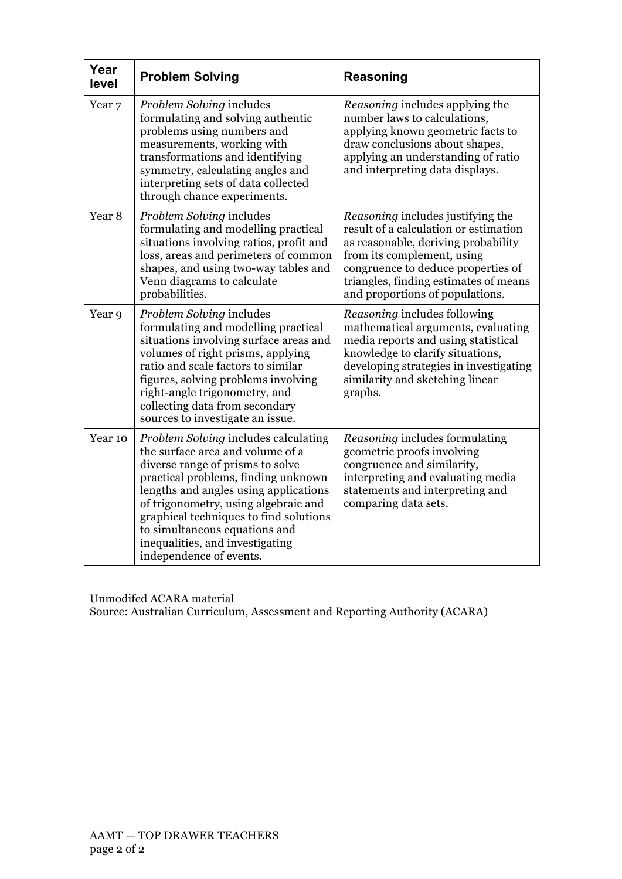| Year level | Problem Solving | Reasoning |
|---|---|---|
| Year 7 | *Problem Solving* includes formulating and solving authentic problems using numbers and measurements, working with transformations and identifying symmetry, calculating angles and interpreting sets of data collected through chance experiments. | *Reasoning* includes applying the number laws to calculations, applying known geometric facts to draw conclusions about shapes, applying an understanding of ratio and interpreting data displays. |
| Year 8 | *Problem Solving* includes formulating and modelling practical situations involving ratios, profit and loss, areas and perimeters of common shapes, and using two-way tables and Venn diagrams to calculate probabilities. | *Reasoning* includes justifying the result of a calculation or estimation as reasonable, deriving probability from its complement, using congruence to deduce properties of triangles, finding estimates of means and proportions of populations. |
| Year 9 | *Problem Solving* includes formulating and modelling practical situations involving surface areas and volumes of right prisms, applying ratio and scale factors to similar figures, solving problems involving right-angle trigonometry, and collecting data from secondary sources to investigate an issue. | *Reasoning* includes following mathematical arguments, evaluating media reports and using statistical knowledge to clarify situations, developing strategies in investigating similarity and sketching linear graphs. |
| Year 10 | *Problem Solving* includes calculating the surface area and volume of a diverse range of prisms to solve practical problems, finding unknown lengths and angles using applications of trigonometry, using algebraic and graphical techniques to find solutions to simultaneous equations and inequalities, and investigating independence of events. | *Reasoning* includes formulating geometric proofs involving congruence and similarity, interpreting and evaluating media statements and interpreting and comparing data sets. |

Unmodifed ACARA material
Source: Australian Curriculum, Assessment and Reporting Authority (ACARA)